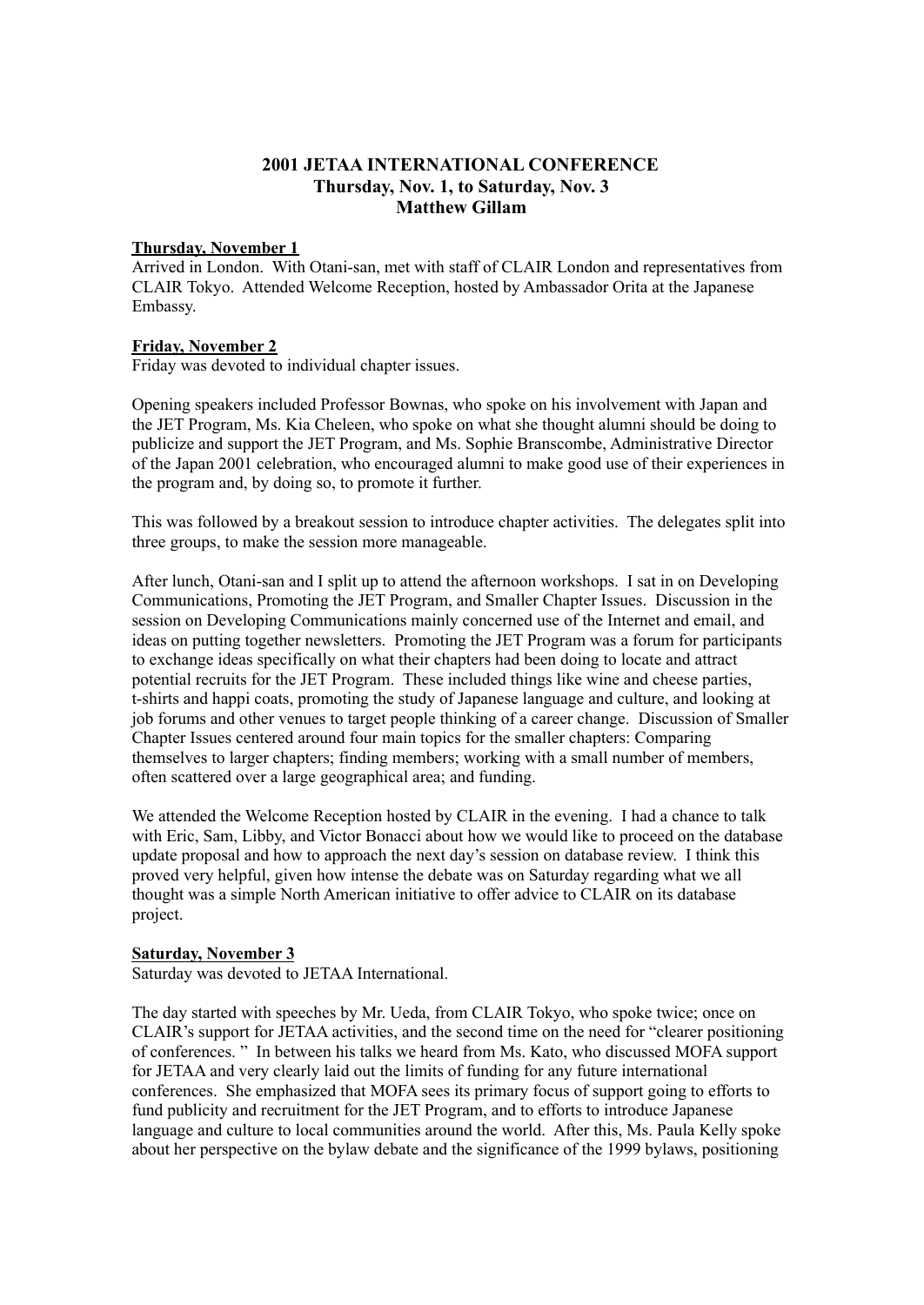# 2001 JETAA INTERNATIONAL CONFERENCE
## Thursday, Nov. 1, to Saturday, Nov. 3
## Matthew Gillam

**Thursday, November 1**

Arrived in London. With Otani-san, met with staff of CLAIR London and representatives from CLAIR Tokyo. Attended Welcome Reception, hosted by Ambassador Orita at the Japanese Embassy.

**Friday, November 2**

Friday was devoted to individual chapter issues.

Opening speakers included Professor Bownas, who spoke on his involvement with Japan and the JET Program, Ms. Kia Cheleen, who spoke on what she thought alumni should be doing to publicize and support the JET Program, and Ms. Sophie Branscombe, Administrative Director of the Japan 2001 celebration, who encouraged alumni to make good use of their experiences in the program and, by doing so, to promote it further.

This was followed by a breakout session to introduce chapter activities. The delegates split into three groups, to make the session more manageable.

After lunch, Otani-san and I split up to attend the afternoon workshops. I sat in on Developing Communications, Promoting the JET Program, and Smaller Chapter Issues. Discussion in the session on Developing Communications mainly concerned use of the Internet and email, and ideas on putting together newsletters. Promoting the JET Program was a forum for participants to exchange ideas specifically on what their chapters had been doing to locate and attract potential recruits for the JET Program. These included things like wine and cheese parties, t-shirts and happi coats, promoting the study of Japanese language and culture, and looking at job forums and other venues to target people thinking of a career change. Discussion of Smaller Chapter Issues centered around four main topics for the smaller chapters: Comparing themselves to larger chapters; finding members; working with a small number of members, often scattered over a large geographical area; and funding.

We attended the Welcome Reception hosted by CLAIR in the evening. I had a chance to talk with Eric, Sam, Libby, and Victor Bonacci about how we would like to proceed on the database update proposal and how to approach the next day's session on database review. I think this proved very helpful, given how intense the debate was on Saturday regarding what we all thought was a simple North American initiative to offer advice to CLAIR on its database project.

**Saturday, November 3**

Saturday was devoted to JETAA International.

The day started with speeches by Mr. Ueda, from CLAIR Tokyo, who spoke twice; once on CLAIR's support for JETAA activities, and the second time on the need for "clearer positioning of conferences. " In between his talks we heard from Ms. Kato, who discussed MOFA support for JETAA and very clearly laid out the limits of funding for any future international conferences. She emphasized that MOFA sees its primary focus of support going to efforts to fund publicity and recruitment for the JET Program, and to efforts to introduce Japanese language and culture to local communities around the world. After this, Ms. Paula Kelly spoke about her perspective on the bylaw debate and the significance of the 1999 bylaws, positioning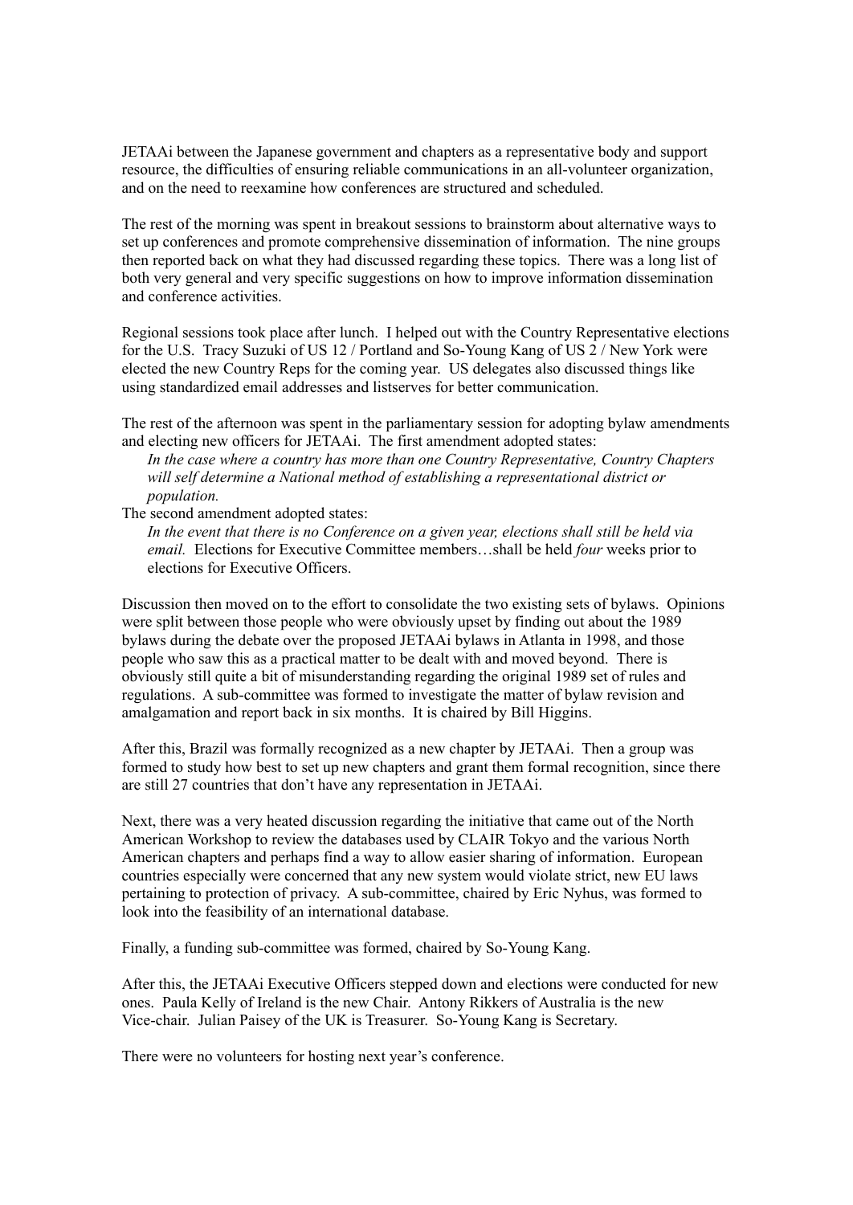JETAAi between the Japanese government and chapters as a representative body and support resource, the difficulties of ensuring reliable communications in an all-volunteer organization, and on the need to reexamine how conferences are structured and scheduled.

The rest of the morning was spent in breakout sessions to brainstorm about alternative ways to set up conferences and promote comprehensive dissemination of information. The nine groups then reported back on what they had discussed regarding these topics. There was a long list of both very general and very specific suggestions on how to improve information dissemination and conference activities.

Regional sessions took place after lunch. I helped out with the Country Representative elections for the U.S. Tracy Suzuki of US 12 / Portland and So-Young Kang of US 2 / New York were elected the new Country Reps for the coming year. US delegates also discussed things like using standardized email addresses and listserves for better communication.

The rest of the afternoon was spent in the parliamentary session for adopting bylaw amendments and electing new officers for JETAAi. The first amendment adopted states:

> *In the case where a country has more than one Country Representative, Country Chapters will self determine a National method of establishing a representational district or population.*

The second amendment adopted states:

> *In the event that there is no Conference on a given year, elections shall still be held via email.* Elections for Executive Committee members…shall be held *four* weeks prior to elections for Executive Officers.

Discussion then moved on to the effort to consolidate the two existing sets of bylaws. Opinions were split between those people who were obviously upset by finding out about the 1989 bylaws during the debate over the proposed JETAAi bylaws in Atlanta in 1998, and those people who saw this as a practical matter to be dealt with and moved beyond. There is obviously still quite a bit of misunderstanding regarding the original 1989 set of rules and regulations. A sub-committee was formed to investigate the matter of bylaw revision and amalgamation and report back in six months. It is chaired by Bill Higgins.

After this, Brazil was formally recognized as a new chapter by JETAAi. Then a group was formed to study how best to set up new chapters and grant them formal recognition, since there are still 27 countries that don't have any representation in JETAAi.

Next, there was a very heated discussion regarding the initiative that came out of the North American Workshop to review the databases used by CLAIR Tokyo and the various North American chapters and perhaps find a way to allow easier sharing of information. European countries especially were concerned that any new system would violate strict, new EU laws pertaining to protection of privacy. A sub-committee, chaired by Eric Nyhus, was formed to look into the feasibility of an international database.

Finally, a funding sub-committee was formed, chaired by So-Young Kang.

After this, the JETAAi Executive Officers stepped down and elections were conducted for new ones. Paula Kelly of Ireland is the new Chair. Antony Rikkers of Australia is the new Vice-chair. Julian Paisey of the UK is Treasurer. So-Young Kang is Secretary.

There were no volunteers for hosting next year's conference.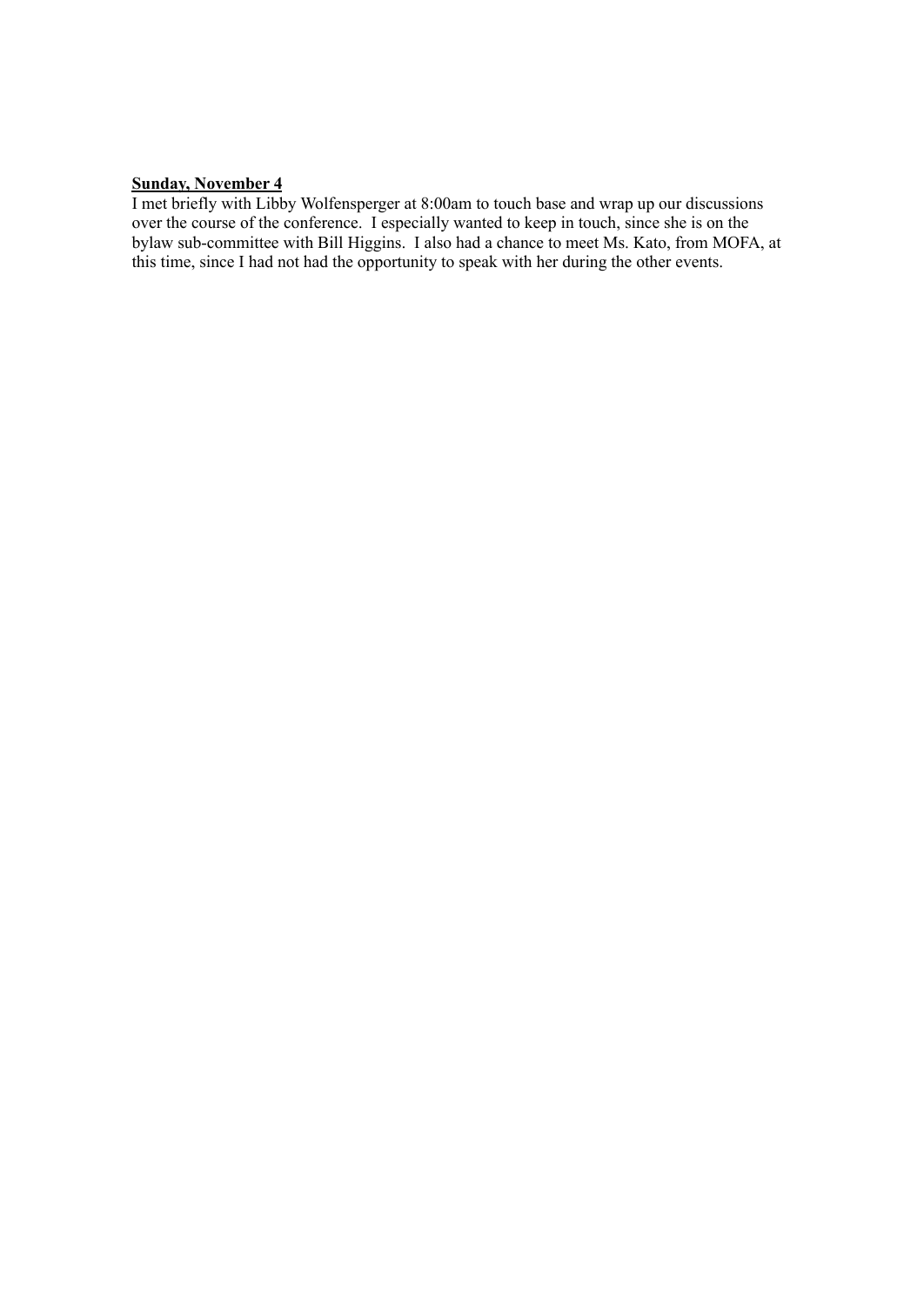**<u>Sunday, November 4</u>**

I met briefly with Libby Wolfensperger at 8:00am to touch base and wrap up our discussions over the course of the conference. I especially wanted to keep in touch, since she is on the bylaw sub-committee with Bill Higgins. I also had a chance to meet Ms. Kato, from MOFA, at this time, since I had not had the opportunity to speak with her during the other events.